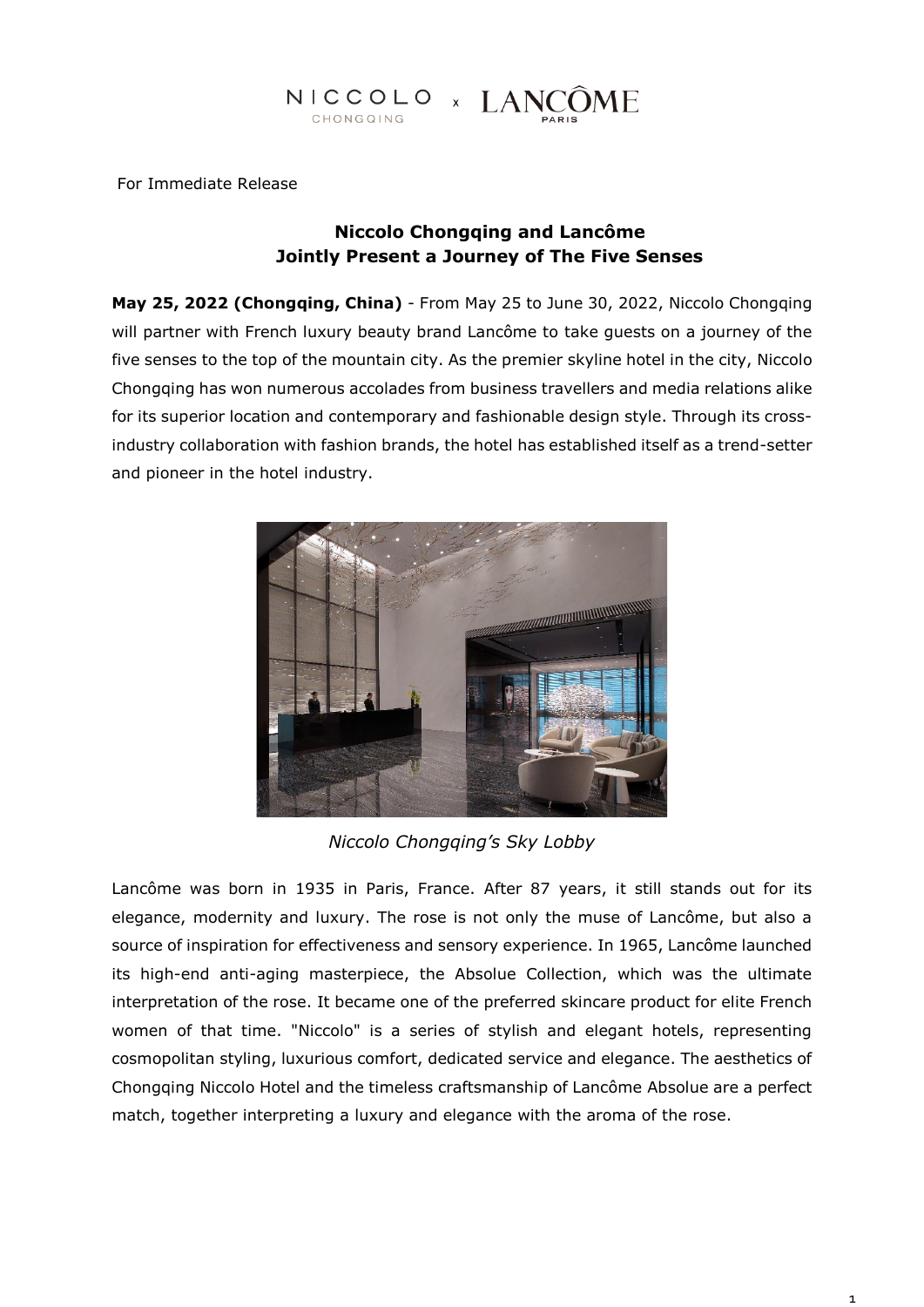NICCOLO CHONGQING x LANCÔME PARIS

For Immediate Release

# Niccolo Chongqing and Lancôme Jointly Present a Journey of The Five Senses

**May 25, 2022 (Chongqing, China)** - From May 25 to June 30, 2022, Niccolo Chongqing will partner with French luxury beauty brand Lancôme to take guests on a journey of the five senses to the top of the mountain city. As the premier skyline hotel in the city, Niccolo Chongqing has won numerous accolades from business travellers and media relations alike for its superior location and contemporary and fashionable design style. Through its cross-industry collaboration with fashion brands, the hotel has established itself as a trend-setter and pioneer in the hotel industry.

*Niccolo Chongqing's Sky Lobby*

Lancôme was born in 1935 in Paris, France. After 87 years, it still stands out for its elegance, modernity and luxury. The rose is not only the muse of Lancôme, but also a source of inspiration for effectiveness and sensory experience. In 1965, Lancôme launched its high-end anti-aging masterpiece, the Absolue Collection, which was the ultimate interpretation of the rose. It became one of the preferred skincare product for elite French women of that time. "Niccolo" is a series of stylish and elegant hotels, representing cosmopolitan styling, luxurious comfort, dedicated service and elegance. The aesthetics of Chongqing Niccolo Hotel and the timeless craftsmanship of Lancôme Absolue are a perfect match, together interpreting a luxury and elegance with the aroma of the rose.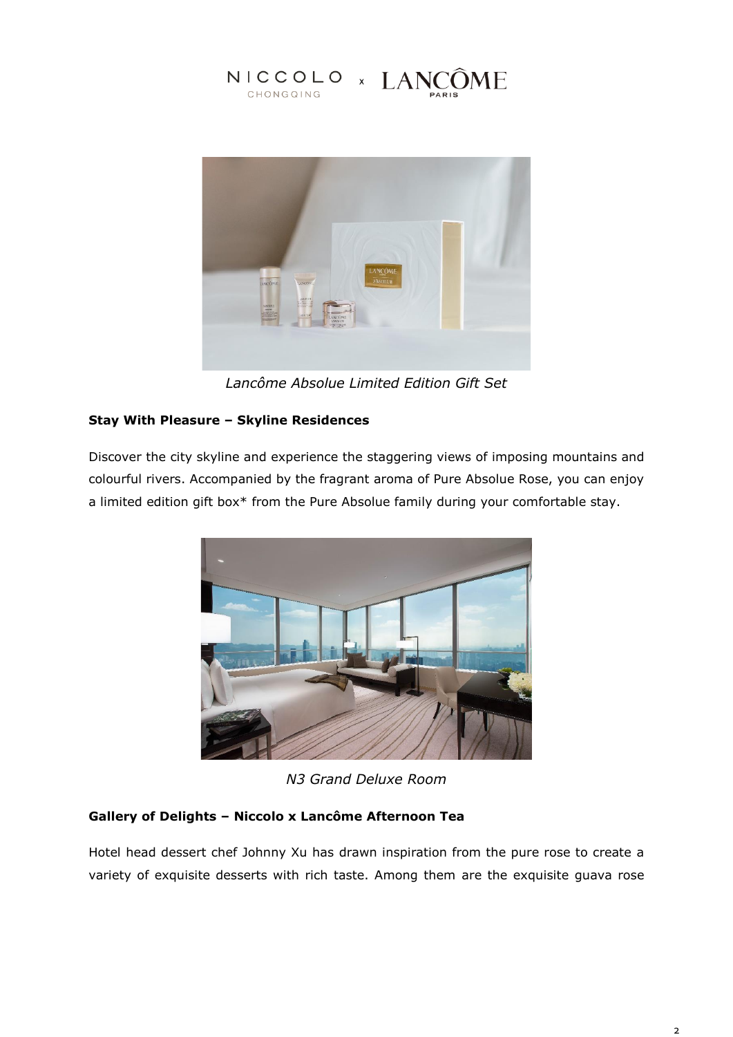NICCOLO CHONGQING x LANCÔME PARIS

*Lancôme Absolue Limited Edition Gift Set*

**Stay With Pleasure – Skyline Residences**

Discover the city skyline and experience the staggering views of imposing mountains and colourful rivers. Accompanied by the fragrant aroma of Pure Absolue Rose, you can enjoy a limited edition gift box* from the Pure Absolue family during your comfortable stay.

*N3 Grand Deluxe Room*

**Gallery of Delights – Niccolo x Lancôme Afternoon Tea**

Hotel head dessert chef Johnny Xu has drawn inspiration from the pure rose to create a variety of exquisite desserts with rich taste. Among them are the exquisite guava rose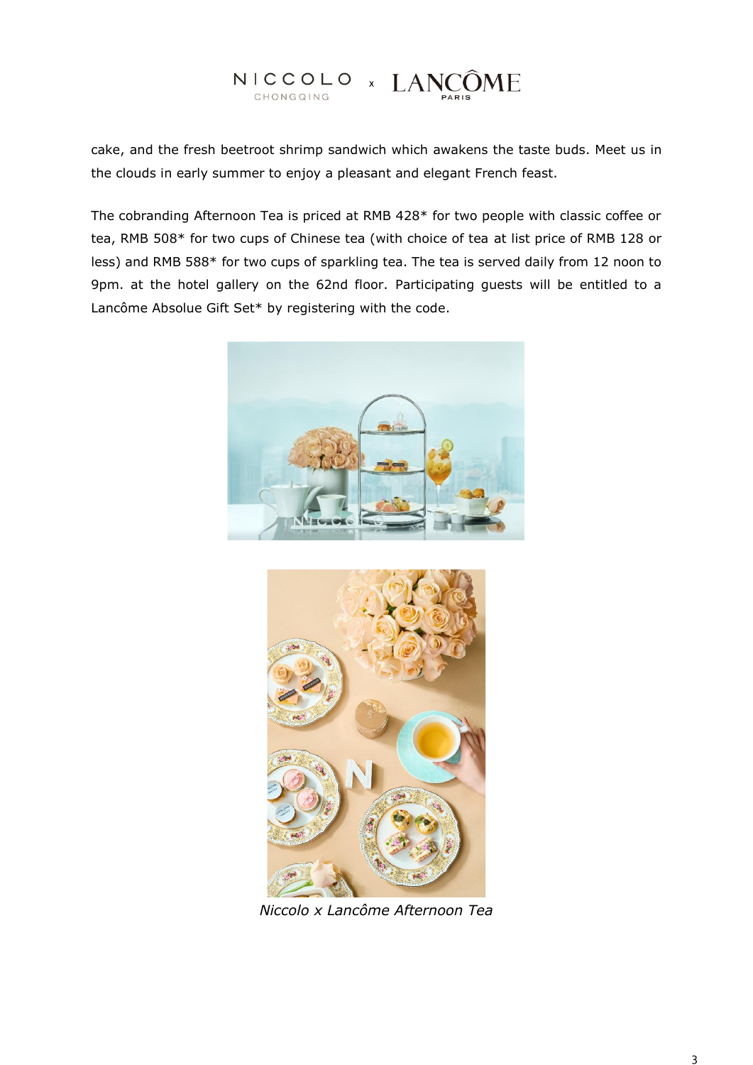cake, and the fresh beetroot shrimp sandwich which awakens the taste buds. Meet us in the clouds in early summer to enjoy a pleasant and elegant French feast.

The cobranding Afternoon Tea is priced at RMB 428* for two people with classic coffee or tea, RMB 508* for two cups of Chinese tea (with choice of tea at list price of RMB 128 or less) and RMB 588* for two cups of sparkling tea. The tea is served daily from 12 noon to 9pm. at the hotel gallery on the 62nd floor. Participating guests will be entitled to a Lancôme Absolue Gift Set* by registering with the code.

*Niccolo x Lancôme Afternoon Tea*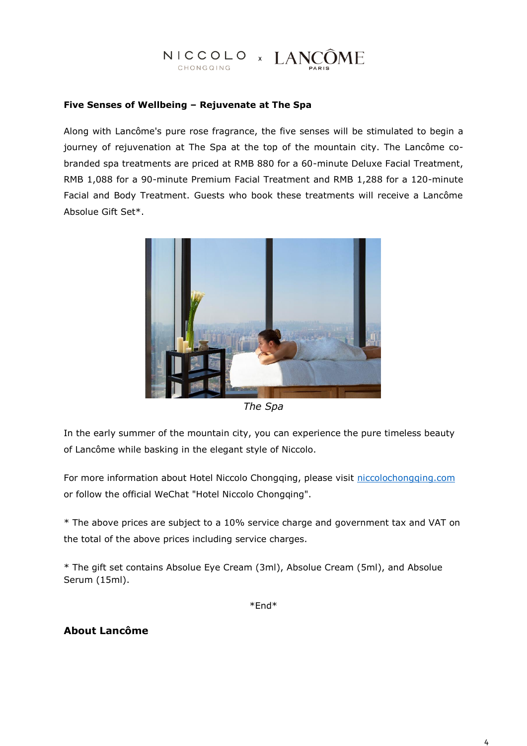NICCOLO CHONGQING x LANCÔME PARIS

**Five Senses of Wellbeing – Rejuvenate at The Spa**

Along with Lancôme's pure rose fragrance, the five senses will be stimulated to begin a journey of rejuvenation at The Spa at the top of the mountain city. The Lancôme co-branded spa treatments are priced at RMB 880 for a 60-minute Deluxe Facial Treatment, RMB 1,088 for a 90-minute Premium Facial Treatment and RMB 1,288 for a 120-minute Facial and Body Treatment. Guests who book these treatments will receive a Lancôme Absolue Gift Set*.

*The Spa*

In the early summer of the mountain city, you can experience the pure timeless beauty of Lancôme while basking in the elegant style of Niccolo.

For more information about Hotel Niccolo Chongqing, please visit [niccolochongqing.com](niccolochongqing.com) or follow the official WeChat "Hotel Niccolo Chongqing".

* The above prices are subject to a 10% service charge and government tax and VAT on the total of the above prices including service charges.

* The gift set contains Absolue Eye Cream (3ml), Absolue Cream (5ml), and Absolue Serum (15ml).

*End*

**About Lancôme**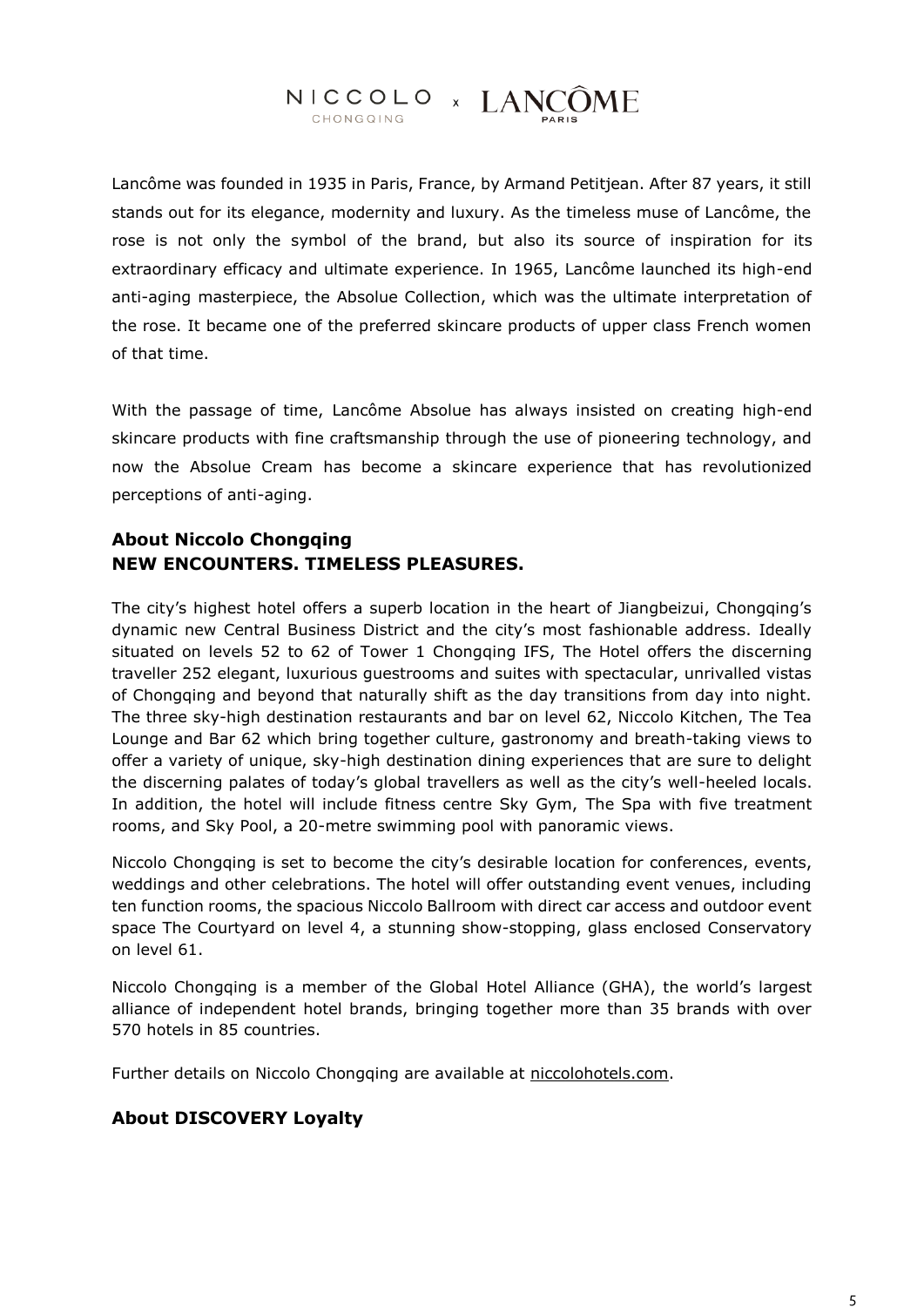Lancôme was founded in 1935 in Paris, France, by Armand Petitjean. After 87 years, it still stands out for its elegance, modernity and luxury. As the timeless muse of Lancôme, the rose is not only the symbol of the brand, but also its source of inspiration for its extraordinary efficacy and ultimate experience. In 1965, Lancôme launched its high-end anti-aging masterpiece, the Absolue Collection, which was the ultimate interpretation of the rose. It became one of the preferred skincare products of upper class French women of that time.

With the passage of time, Lancôme Absolue has always insisted on creating high-end skincare products with fine craftsmanship through the use of pioneering technology, and now the Absolue Cream has become a skincare experience that has revolutionized perceptions of anti-aging.

## About Niccolo Chongqing
## NEW ENCOUNTERS. TIMELESS PLEASURES.

The city's highest hotel offers a superb location in the heart of Jiangbeizui, Chongqing's dynamic new Central Business District and the city's most fashionable address. Ideally situated on levels 52 to 62 of Tower 1 Chongqing IFS, The Hotel offers the discerning traveller 252 elegant, luxurious guestrooms and suites with spectacular, unrivalled vistas of Chongqing and beyond that naturally shift as the day transitions from day into night. The three sky-high destination restaurants and bar on level 62, Niccolo Kitchen, The Tea Lounge and Bar 62 which bring together culture, gastronomy and breath-taking views to offer a variety of unique, sky-high destination dining experiences that are sure to delight the discerning palates of today's global travellers as well as the city's well-heeled locals. In addition, the hotel will include fitness centre Sky Gym, The Spa with five treatment rooms, and Sky Pool, a 20-metre swimming pool with panoramic views.

Niccolo Chongqing is set to become the city's desirable location for conferences, events, weddings and other celebrations. The hotel will offer outstanding event venues, including ten function rooms, the spacious Niccolo Ballroom with direct car access and outdoor event space The Courtyard on level 4, a stunning show-stopping, glass enclosed Conservatory on level 61.

Niccolo Chongqing is a member of the Global Hotel Alliance (GHA), the world's largest alliance of independent hotel brands, bringing together more than 35 brands with over 570 hotels in 85 countries.

Further details on Niccolo Chongqing are available at niccolohotels.com.

## About DISCOVERY Loyalty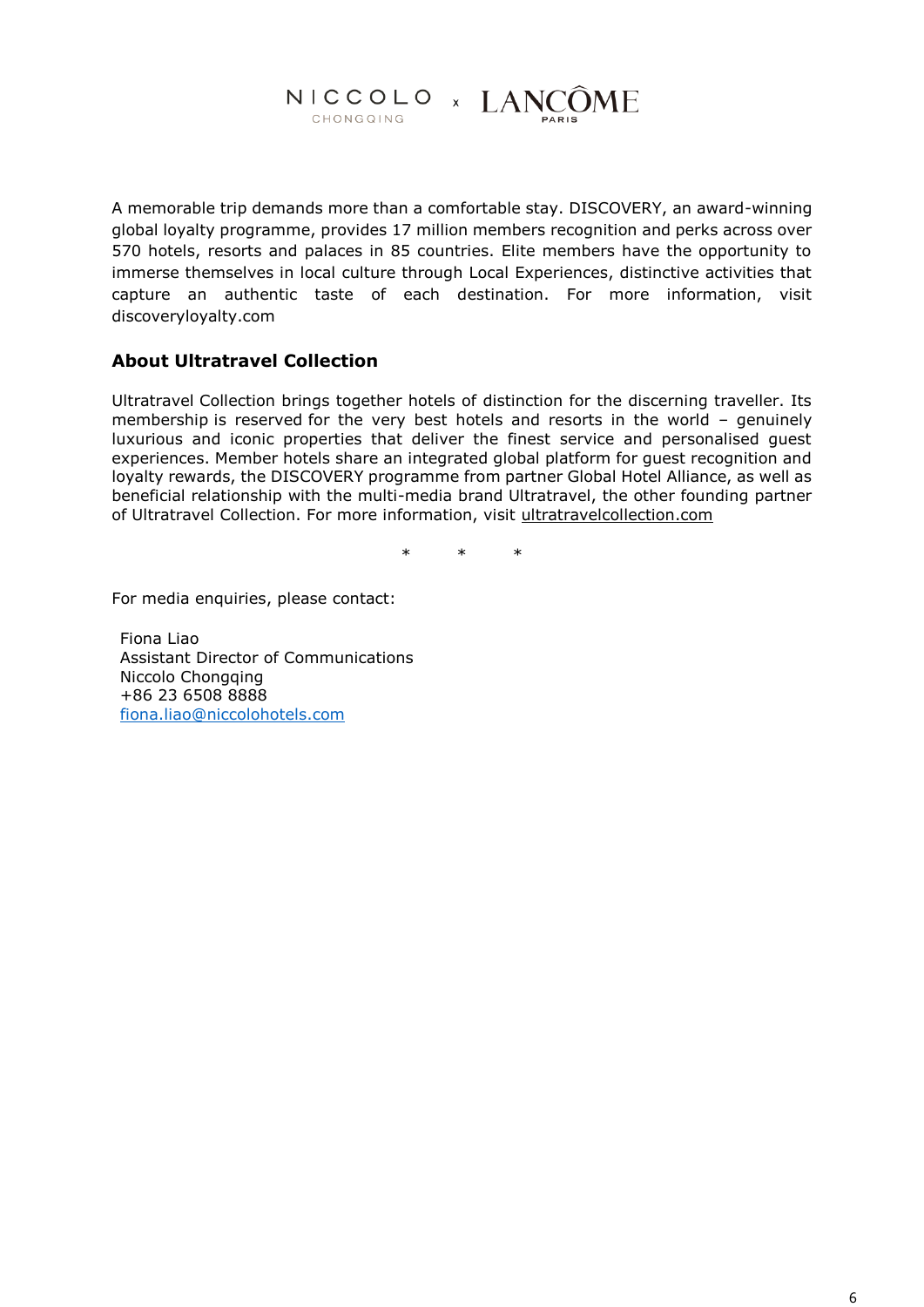NICCOLO CHONGQING x LANCÔME PARIS

A memorable trip demands more than a comfortable stay. DISCOVERY, an award-winning global loyalty programme, provides 17 million members recognition and perks across over 570 hotels, resorts and palaces in 85 countries. Elite members have the opportunity to immerse themselves in local culture through Local Experiences, distinctive activities that capture an authentic taste of each destination. For more information, visit discoveryloyalty.com

## About Ultratravel Collection

Ultratravel Collection brings together hotels of distinction for the discerning traveller. Its membership is reserved for the very best hotels and resorts in the world – genuinely luxurious and iconic properties that deliver the finest service and personalised guest experiences. Member hotels share an integrated global platform for guest recognition and loyalty rewards, the DISCOVERY programme from partner Global Hotel Alliance, as well as beneficial relationship with the multi-media brand Ultratravel, the other founding partner of Ultratravel Collection. For more information, visit ultratravelcollection.com

\* \* \*

For media enquiries, please contact:

Fiona Liao  
Assistant Director of Communications  
Niccolo Chongqing  
+86 23 6508 8888  
fiona.liao@niccolohotels.com